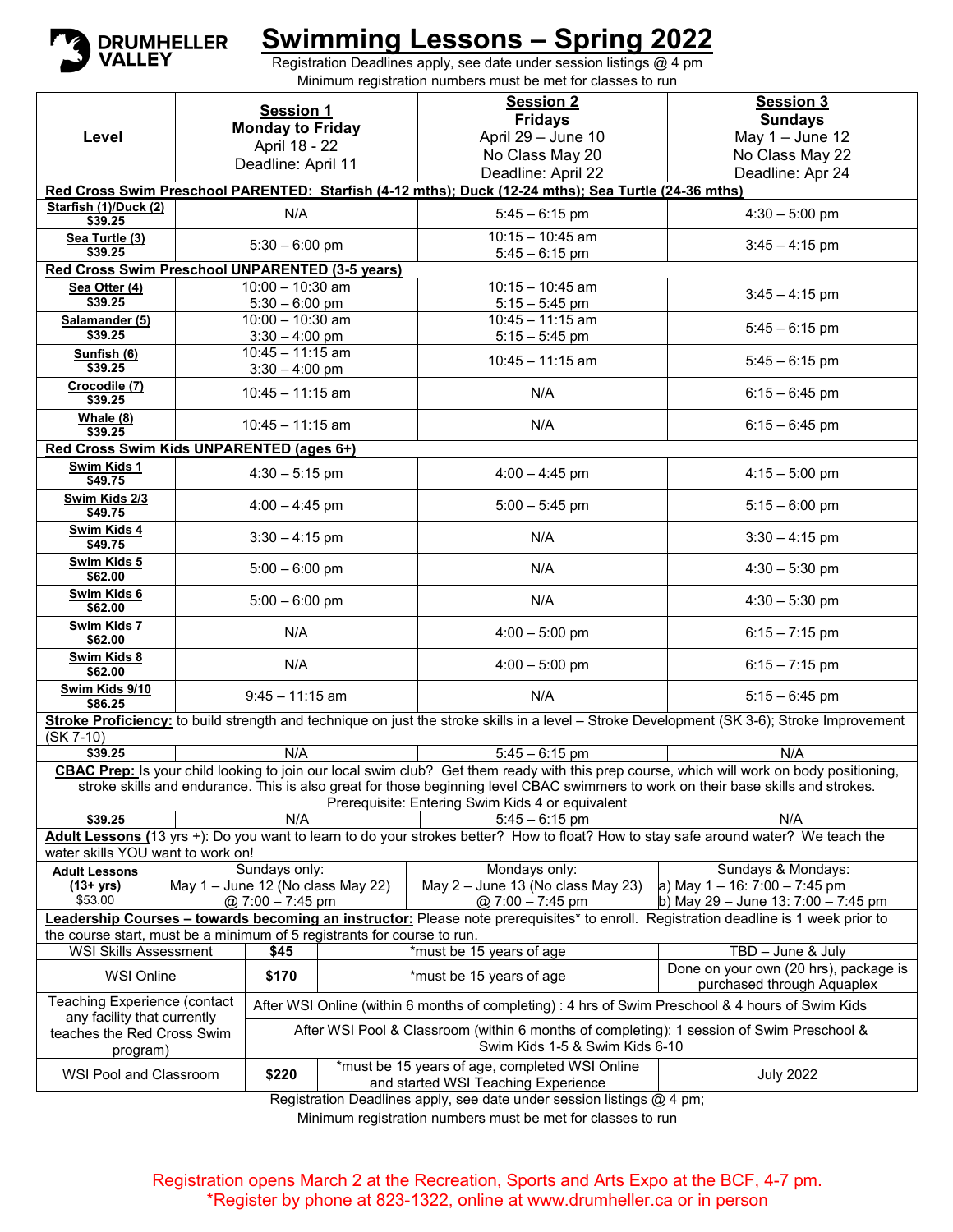DRUMHELLER VALLEY

# Swimming Lessons – Spring 2022

Registration Deadlines apply, see date under session listings @ 4 pm
Minimum registration numbers must be met for classes to run

| Level | **Session 1** Monday to Friday April 18 - 22 Deadline: April 11 | **Session 2** Fridays April 29 – June 10 No Class May 20 Deadline: April 22 | **Session 3** Sundays May 1 – June 12 No Class May 22 Deadline: Apr 24 |
|---|---|---|---|
| **Red Cross Swim Preschool PARENTED: Starfish (4-12 mths); Duck (12-24 mths); Sea Turtle (24-36 mths)** | | | |
| **Starfish (1)/Duck (2)** $39.25 | N/A | 5:45 – 6:15 pm | 4:30 – 5:00 pm |
| **Sea Turtle (3)** $39.25 | 5:30 – 6:00 pm | 10:15 – 10:45 am 5:45 – 6:15 pm | 3:45 – 4:15 pm |
| **Red Cross Swim Preschool UNPARENTED (3-5 years)** | | | |
| **Sea Otter (4)** $39.25 | 10:00 – 10:30 am 5:30 – 6:00 pm | 10:15 – 10:45 am 5:15 – 5:45 pm | 3:45 – 4:15 pm |
| **Salamander (5)** $39.25 | 10:00 – 10:30 am 3:30 – 4:00 pm | 10:45 – 11:15 am 5:15 – 5:45 pm | 5:45 – 6:15 pm |
| **Sunfish (6)** $39.25 | 10:45 – 11:15 am 3:30 – 4:00 pm | 10:45 – 11:15 am | 5:45 – 6:15 pm |
| **Crocodile (7)** $39.25 | 10:45 – 11:15 am | N/A | 6:15 – 6:45 pm |
| **Whale (8)** $39.25 | 10:45 – 11:15 am | N/A | 6:15 – 6:45 pm |
| **Red Cross Swim Kids UNPARENTED (ages 6+)** | | | |
| **Swim Kids 1** $49.75 | 4:30 – 5:15 pm | 4:00 – 4:45 pm | 4:15 – 5:00 pm |
| **Swim Kids 2/3** $49.75 | 4:00 – 4:45 pm | 5:00 – 5:45 pm | 5:15 – 6:00 pm |
| **Swim Kids 4** $49.75 | 3:30 – 4:15 pm | N/A | 3:30 – 4:15 pm |
| **Swim Kids 5** $62.00 | 5:00 – 6:00 pm | N/A | 4:30 – 5:30 pm |
| **Swim Kids 6** $62.00 | 5:00 – 6:00 pm | N/A | 4:30 – 5:30 pm |
| **Swim Kids 7** $62.00 | N/A | 4:00 – 5:00 pm | 6:15 – 7:15 pm |
| **Swim Kids 8** $62.00 | N/A | 4:00 – 5:00 pm | 6:15 – 7:15 pm |
| **Swim Kids 9/10** $86.25 | 9:45 – 11:15 am | N/A | 5:15 – 6:45 pm |
| **Stroke Proficiency:** to build strength and technique on just the stroke skills in a level – Stroke Development (SK 3-6); Stroke Improvement (SK 7-10) | | | |
| $39.25 | N/A | 5:45 – 6:15 pm | N/A |
| **CBAC Prep:** Is your child looking to join our local swim club? Get them ready with this prep course, which will work on body positioning, stroke skills and endurance. This is also great for those beginning level CBAC swimmers to work on their base skills and strokes. Prerequisite: Entering Swim Kids 4 or equivalent | | | |
| $39.25 | N/A | 5:45 – 6:15 pm | N/A |
| **Adult Lessons** (13 yrs +): Do you want to learn to do your strokes better? How to float? How to stay safe around water? We teach the water skills YOU want to work on! | | | |
| **Adult Lessons (13+ yrs)** $53.00 | Sundays only: May 1 – June 12 (No class May 22) @ 7:00 – 7:45 pm | Mondays only: May 2 – June 13 (No class May 23) @ 7:00 – 7:45 pm | Sundays & Mondays: a) May 1 – 16: 7:00 – 7:45 pm b) May 29 – June 13: 7:00 – 7:45 pm |

**Leadership Courses – towards becoming an instructor:** Please note prerequisites* to enroll. Registration deadline is 1 week prior to the course start, must be a minimum of 5 registrants for course to run.

| Course | Cost | Requirements | Date |
|---|---|---|---|
| WSI Skills Assessment | **$45** | *must be 15 years of age | TBD – June & July |
| WSI Online | **$170** | *must be 15 years of age | Done on your own (20 hrs), package is purchased through Aquaplex |
| Teaching Experience (contact any facility that currently teaches the Red Cross Swim program) | After WSI Online (within 6 months of completing) : 4 hrs of Swim Preschool & 4 hours of Swim Kids | | |
| | After WSI Pool & Classroom (within 6 months of completing): 1 session of Swim Preschool & Swim Kids 1-5 & Swim Kids 6-10 | | |
| WSI Pool and Classroom | **$220** | *must be 15 years of age, completed WSI Online and started WSI Teaching Experience | July 2022 |

Registration Deadlines apply, see date under session listings @ 4 pm;
Minimum registration numbers must be met for classes to run

Registration opens March 2 at the Recreation, Sports and Arts Expo at the BCF, 4-7 pm.
*Register by phone at 823-1322, online at www.drumheller.ca or in person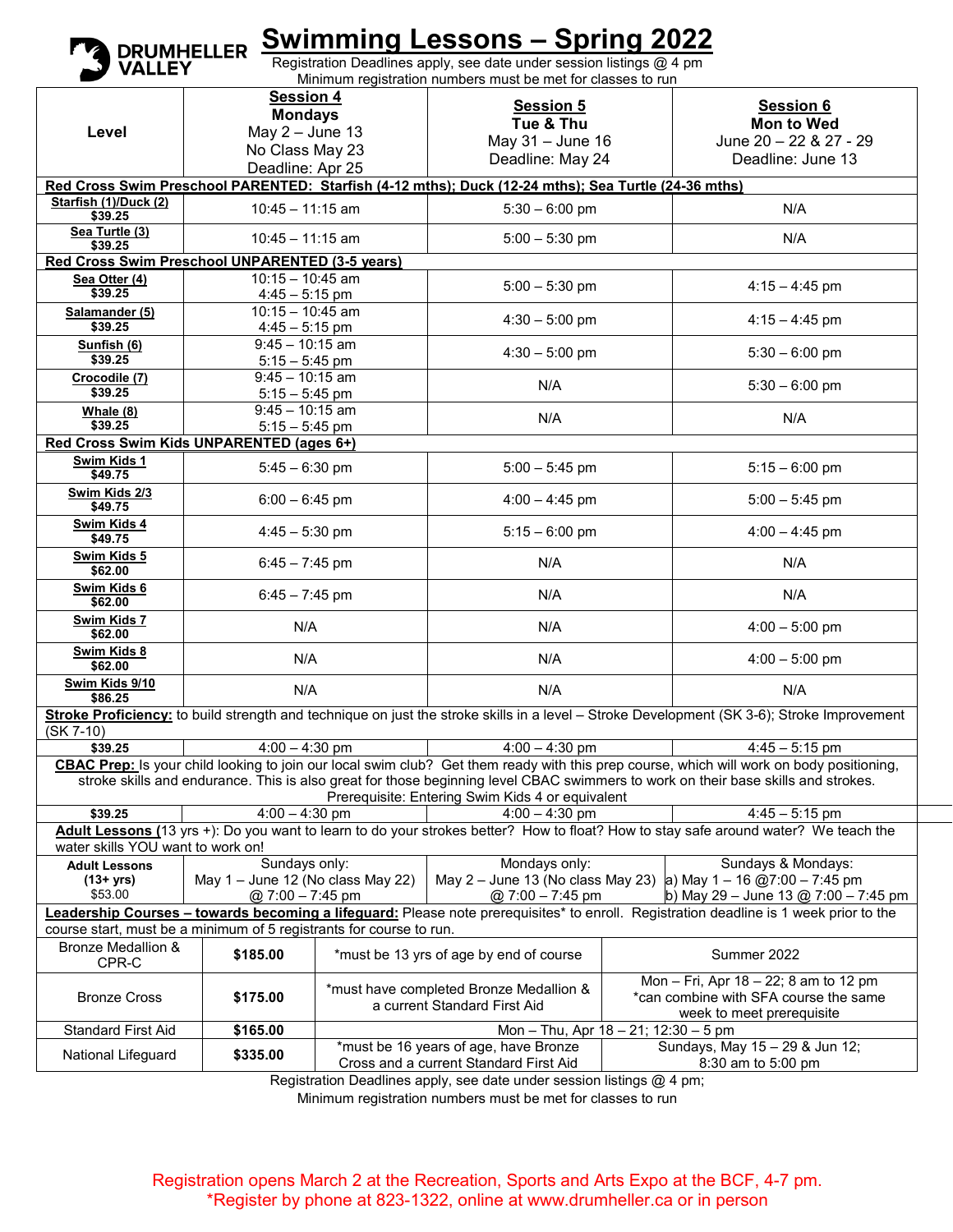DRUMHELLER VALLEY

# Swimming Lessons – Spring 2022

Registration Deadlines apply, see date under session listings @ 4 pm
Minimum registration numbers must be met for classes to run

| Level | **Session 4** Mondays May 2 – June 13 No Class May 23 Deadline: Apr 25 | **Session 5** Tue & Thu May 31 – June 16 Deadline: May 24 | **Session 6** Mon to Wed June 20 – 22 & 27 - 29 Deadline: June 13 |
|---|---|---|---|
| **Red Cross Swim Preschool PARENTED: Starfish (4-12 mths); Duck (12-24 mths); Sea Turtle (24-36 mths)** | | | |
| **Starfish (1)/Duck (2)** $39.25 | 10:45 – 11:15 am | 5:30 – 6:00 pm | N/A |
| **Sea Turtle (3)** $39.25 | 10:45 – 11:15 am | 5:00 – 5:30 pm | N/A |
| **Red Cross Swim Preschool UNPARENTED (3-5 years)** | | | |
| **Sea Otter (4)** $39.25 | 10:15 – 10:45 am<br>4:45 – 5:15 pm | 5:00 – 5:30 pm | 4:15 – 4:45 pm |
| **Salamander (5)** $39.25 | 10:15 – 10:45 am<br>4:45 – 5:15 pm | 4:30 – 5:00 pm | 4:15 – 4:45 pm |
| **Sunfish (6)** $39.25 | 9:45 – 10:15 am<br>5:15 – 5:45 pm | 4:30 – 5:00 pm | 5:30 – 6:00 pm |
| **Crocodile (7)** $39.25 | 9:45 – 10:15 am<br>5:15 – 5:45 pm | N/A | 5:30 – 6:00 pm |
| **Whale (8)** $39.25 | 9:45 – 10:15 am<br>5:15 – 5:45 pm | N/A | N/A |
| **Red Cross Swim Kids UNPARENTED (ages 6+)** | | | |
| **Swim Kids 1** $49.75 | 5:45 – 6:30 pm | 5:00 – 5:45 pm | 5:15 – 6:00 pm |
| **Swim Kids 2/3** $49.75 | 6:00 – 6:45 pm | 4:00 – 4:45 pm | 5:00 – 5:45 pm |
| **Swim Kids 4** $49.75 | 4:45 – 5:30 pm | 5:15 – 6:00 pm | 4:00 – 4:45 pm |
| **Swim Kids 5** $62.00 | 6:45 – 7:45 pm | N/A | N/A |
| **Swim Kids 6** $62.00 | 6:45 – 7:45 pm | N/A | N/A |
| **Swim Kids 7** $62.00 | N/A | N/A | 4:00 – 5:00 pm |
| **Swim Kids 8** $62.00 | N/A | N/A | 4:00 – 5:00 pm |
| **Swim Kids 9/10** $86.25 | N/A | N/A | N/A |
| **Stroke Proficiency:** to build strength and technique on just the stroke skills in a level – Stroke Development (SK 3-6); Stroke Improvement (SK 7-10) | | | |
| **$39.25** | 4:00 – 4:30 pm | 4:00 – 4:30 pm | 4:45 – 5:15 pm |
| **CBAC Prep:** Is your child looking to join our local swim club? Get them ready with this prep course, which will work on body positioning, stroke skills and endurance. This is also great for those beginning level CBAC swimmers to work on their base skills and strokes. Prerequisite: Entering Swim Kids 4 or equivalent | | | |
| **$39.25** | 4:00 – 4:30 pm | 4:00 – 4:30 pm | 4:45 – 5:15 pm |
| **Adult Lessons** (13 yrs +): Do you want to learn to do your strokes better? How to float? How to stay safe around water? We teach the water skills YOU want to work on! | | | |
| **Adult Lessons (13+ yrs)** $53.00 | Sundays only: May 1 – June 12 (No class May 22) @ 7:00 – 7:45 pm | Mondays only: May 2 – June 13 (No class May 23) @ 7:00 – 7:45 pm | Sundays & Mondays: a) May 1 – 16 @7:00 – 7:45 pm b) May 29 – June 13 @ 7:00 – 7:45 pm |

**Leadership Courses – towards becoming a lifeguard:** Please note prerequisites* to enroll. Registration deadline is 1 week prior to the course start, must be a minimum of 5 registrants for course to run.

| | | | |
|---|---|---|---|
| Bronze Medallion & CPR-C | **$185.00** | *must be 13 yrs of age by end of course | Summer 2022 |
| Bronze Cross | **$175.00** | *must have completed Bronze Medallion & a current Standard First Aid | Mon – Fri, Apr 18 – 22; 8 am to 12 pm *can combine with SFA course the same week to meet prerequisite |
| Standard First Aid | **$165.00** | Mon – Thu, Apr 18 – 21; 12:30 – 5 pm | |
| National Lifeguard | **$335.00** | *must be 16 years of age, have Bronze Cross and a current Standard First Aid | Sundays, May 15 – 29 & Jun 12; 8:30 am to 5:00 pm |

Registration Deadlines apply, see date under session listings @ 4 pm;
Minimum registration numbers must be met for classes to run

Registration opens March 2 at the Recreation, Sports and Arts Expo at the BCF, 4-7 pm.
*Register by phone at 823-1322, online at www.drumheller.ca or in person